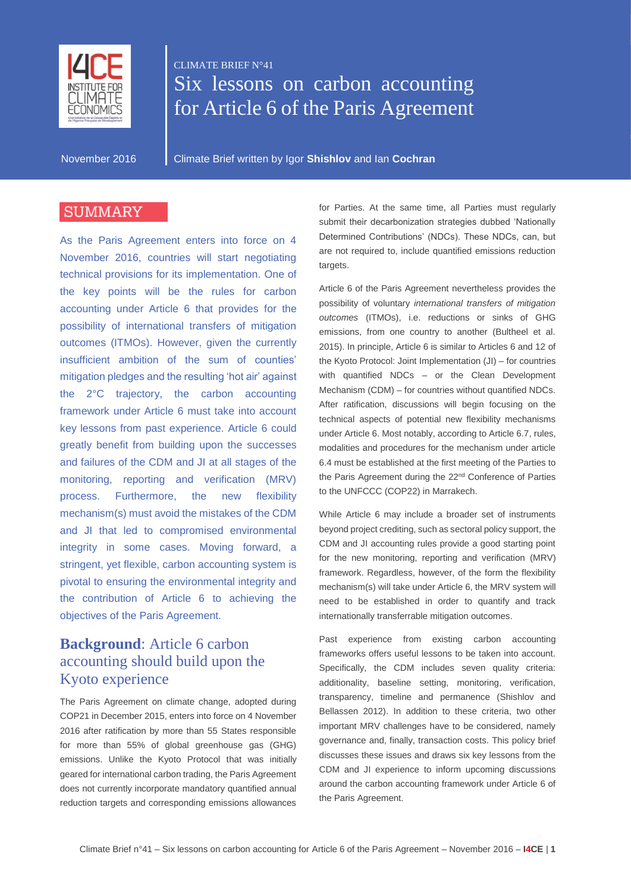CLIMATE BRIEF N°41

# Six lessons on carbon accounting for Article 6 of the Paris Agreement

November 2016

Climate Brief written by Igor **Shishlov** and Ian **Cochran**

## SUMMARY

As the Paris Agreement enters into force on 4 November 2016, countries will start negotiating technical provisions for its implementation. One of the key points will be the rules for carbon accounting under Article 6 that provides for the possibility of international transfers of mitigation outcomes (ITMOs). However, given the currently insufficient ambition of the sum of countries' mitigation pledges and the resulting 'hot air' against the 2°C trajectory, the carbon accounting framework under Article 6 must take into account key lessons from past experience. Article 6 could greatly benefit from building upon the successes and failures of the CDM and JI at all stages of the monitoring, reporting and verification (MRV) process. Furthermore, the new flexibility mechanism(s) must avoid the mistakes of the CDM and JI that led to compromised environmental integrity in some cases. Moving forward, a stringent, yet flexible, carbon accounting system is pivotal to ensuring the environmental integrity and the contribution of Article 6 to achieving the objectives of the Paris Agreement.

## **Background**: Article 6 carbon accounting should build upon the Kyoto experience

The Paris Agreement on climate change, adopted during COP21 in December 2015, enters into force on 4 November 2016 after ratification by more than 55 States responsible for more than 55% of global greenhouse gas (GHG) emissions. Unlike the Kyoto Protocol that was initially geared for international carbon trading, the Paris Agreement does not currently incorporate mandatory quantified annual reduction targets and corresponding emissions allowances for Parties. At the same time, all Parties must regularly submit their decarbonization strategies dubbed 'Nationally Determined Contributions' (NDCs). These NDCs, can, but are not required to, include quantified emissions reduction targets.

Article 6 of the Paris Agreement nevertheless provides the possibility of voluntary *international transfers of mitigation outcomes* (ITMOs), i.e. reductions or sinks of GHG emissions, from one country to another (Bultheel et al. 2015). In principle, Article 6 is similar to Articles 6 and 12 of the Kyoto Protocol: Joint Implementation (JI) – for countries with quantified NDCs – or the Clean Development Mechanism (CDM) – for countries without quantified NDCs. After ratification, discussions will begin focusing on the technical aspects of potential new flexibility mechanisms under Article 6. Most notably, according to Article 6.7, rules, modalities and procedures for the mechanism under article 6.4 must be established at the first meeting of the Parties to the Paris Agreement during the 22nd Conference of Parties to the UNFCCC (COP22) in Marrakech.

While Article 6 may include a broader set of instruments beyond project crediting, such as sectoral policy support, the CDM and JI accounting rules provide a good starting point for the new monitoring, reporting and verification (MRV) framework. Regardless, however, of the form the flexibility mechanism(s) will take under Article 6, the MRV system will need to be established in order to quantify and track internationally transferrable mitigation outcomes.

Past experience from existing carbon accounting frameworks offers useful lessons to be taken into account. Specifically, the CDM includes seven quality criteria: additionality, baseline setting, monitoring, verification, transparency, timeline and permanence (Shishlov and Bellassen 2012). In addition to these criteria, two other important MRV challenges have to be considered, namely governance and, finally, transaction costs. This policy brief discusses these issues and draws six key lessons from the CDM and JI experience to inform upcoming discussions around the carbon accounting framework under Article 6 of the Paris Agreement.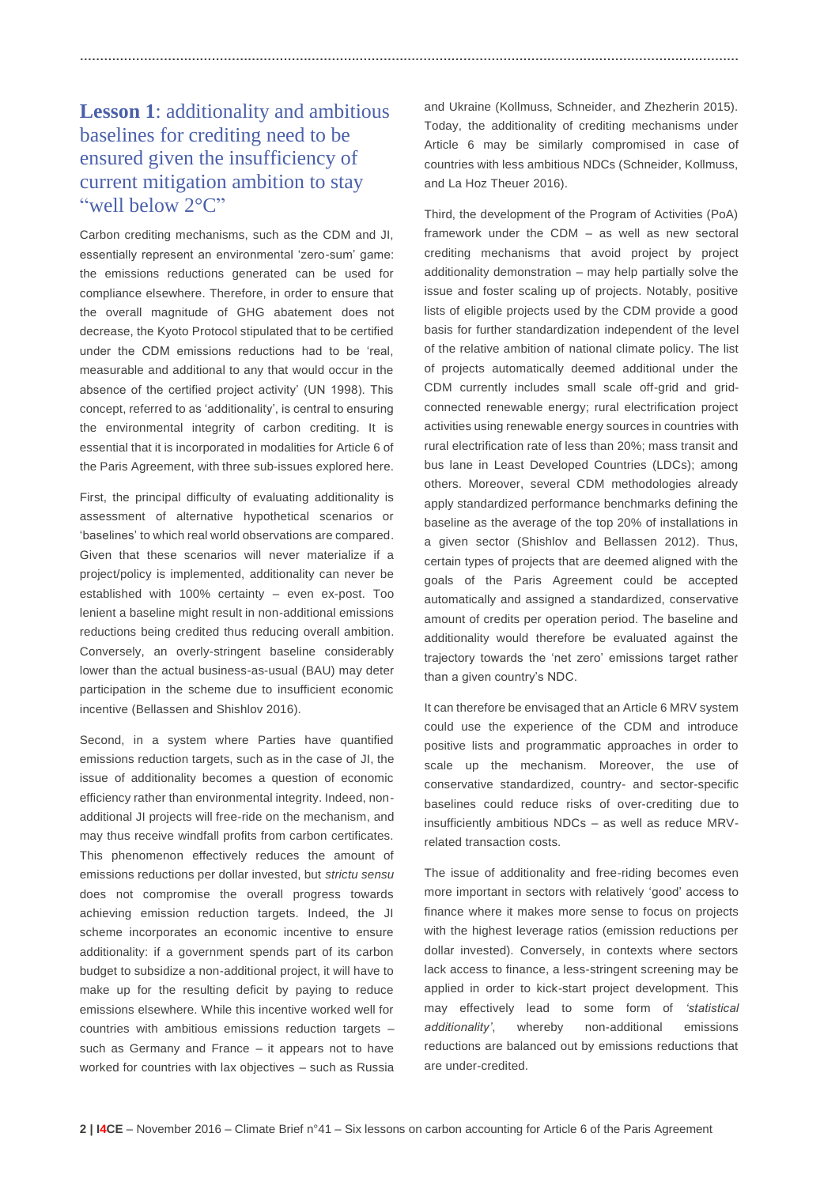## **Lesson 1**: additionality and ambitious baselines for crediting need to be ensured given the insufficiency of current mitigation ambition to stay "well below 2°C"

Carbon crediting mechanisms, such as the CDM and JI, essentially represent an environmental 'zero-sum' game: the emissions reductions generated can be used for compliance elsewhere. Therefore, in order to ensure that the overall magnitude of GHG abatement does not decrease, the Kyoto Protocol stipulated that to be certified under the CDM emissions reductions had to be 'real, measurable and additional to any that would occur in the absence of the certified project activity' (UN 1998). This concept, referred to as 'additionality', is central to ensuring the environmental integrity of carbon crediting. It is essential that it is incorporated in modalities for Article 6 of the Paris Agreement, with three sub-issues explored here.

First, the principal difficulty of evaluating additionality is assessment of alternative hypothetical scenarios or 'baselines' to which real world observations are compared. Given that these scenarios will never materialize if a project/policy is implemented, additionality can never be established with 100% certainty – even ex-post. Too lenient a baseline might result in non-additional emissions reductions being credited thus reducing overall ambition. Conversely, an overly-stringent baseline considerably lower than the actual business-as-usual (BAU) may deter participation in the scheme due to insufficient economic incentive (Bellassen and Shishlov 2016).

Second, in a system where Parties have quantified emissions reduction targets, such as in the case of JI, the issue of additionality becomes a question of economic efficiency rather than environmental integrity. Indeed, non-additional JI projects will free-ride on the mechanism, and may thus receive windfall profits from carbon certificates. This phenomenon effectively reduces the amount of emissions reductions per dollar invested, but *strictu sensu* does not compromise the overall progress towards achieving emission reduction targets. Indeed, the JI scheme incorporates an economic incentive to ensure additionality: if a government spends part of its carbon budget to subsidize a non-additional project, it will have to make up for the resulting deficit by paying to reduce emissions elsewhere. While this incentive worked well for countries with ambitious emissions reduction targets – such as Germany and France – it appears not to have worked for countries with lax objectives – such as Russia and Ukraine (Kollmuss, Schneider, and Zhezherin 2015). Today, the additionality of crediting mechanisms under Article 6 may be similarly compromised in case of countries with less ambitious NDCs (Schneider, Kollmuss, and La Hoz Theuer 2016).

Third, the development of the Program of Activities (PoA) framework under the CDM – as well as new sectoral crediting mechanisms that avoid project by project additionality demonstration – may help partially solve the issue and foster scaling up of projects. Notably, positive lists of eligible projects used by the CDM provide a good basis for further standardization independent of the level of the relative ambition of national climate policy. The list of projects automatically deemed additional under the CDM currently includes small scale off-grid and grid-connected renewable energy; rural electrification project activities using renewable energy sources in countries with rural electrification rate of less than 20%; mass transit and bus lane in Least Developed Countries (LDCs); among others. Moreover, several CDM methodologies already apply standardized performance benchmarks defining the baseline as the average of the top 20% of installations in a given sector (Shishlov and Bellassen 2012). Thus, certain types of projects that are deemed aligned with the goals of the Paris Agreement could be accepted automatically and assigned a standardized, conservative amount of credits per operation period. The baseline and additionality would therefore be evaluated against the trajectory towards the 'net zero' emissions target rather than a given country's NDC.

It can therefore be envisaged that an Article 6 MRV system could use the experience of the CDM and introduce positive lists and programmatic approaches in order to scale up the mechanism. Moreover, the use of conservative standardized, country- and sector-specific baselines could reduce risks of over-crediting due to insufficiently ambitious NDCs – as well as reduce MRV-related transaction costs.

The issue of additionality and free-riding becomes even more important in sectors with relatively 'good' access to finance where it makes more sense to focus on projects with the highest leverage ratios (emission reductions per dollar invested). Conversely, in contexts where sectors lack access to finance, a less-stringent screening may be applied in order to kick-start project development. This may effectively lead to some form of *'statistical additionality'*, whereby non-additional emissions reductions are balanced out by emissions reductions that are under-credited.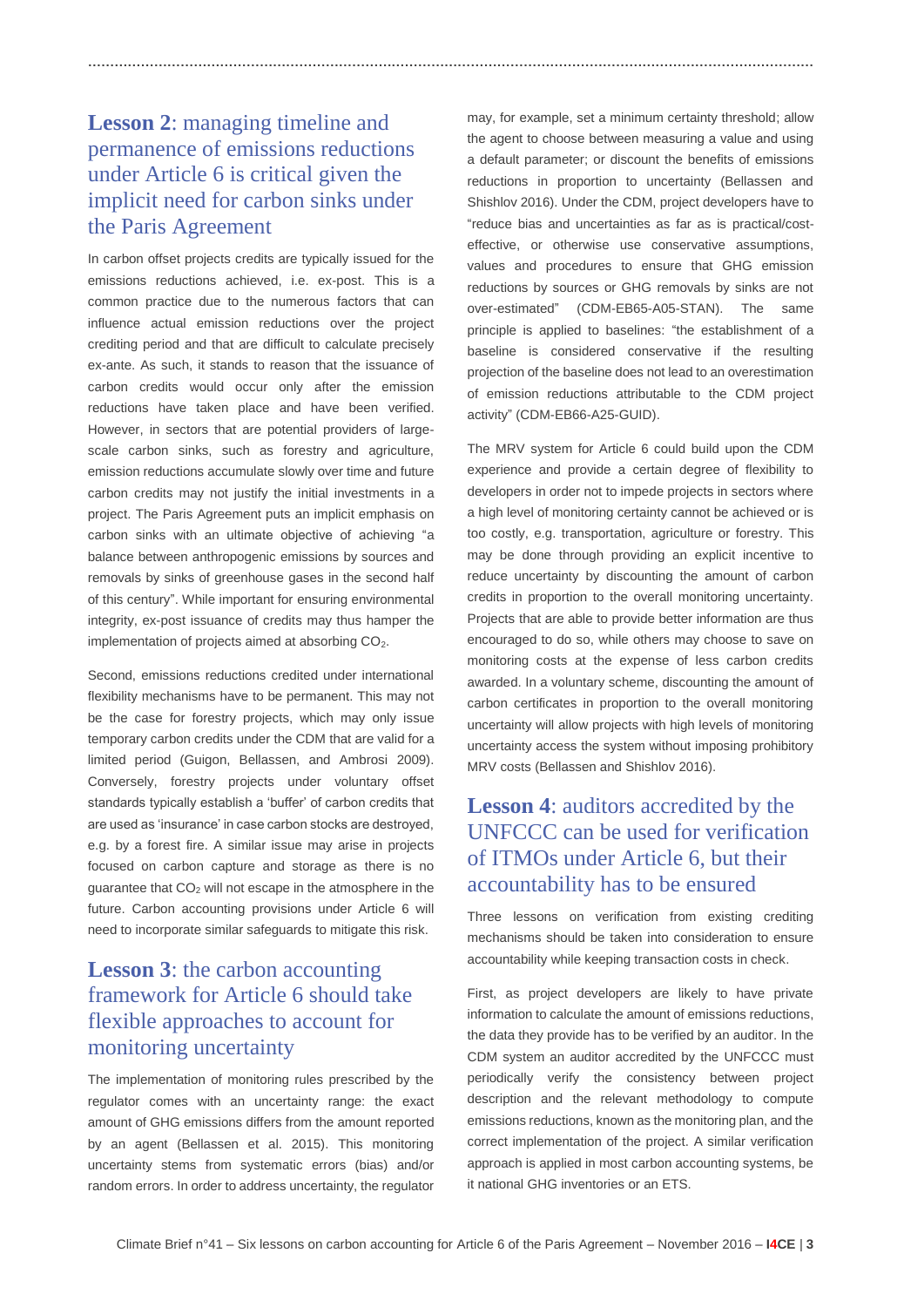## Lesson 2: managing timeline and permanence of emissions reductions under Article 6 is critical given the implicit need for carbon sinks under the Paris Agreement

In carbon offset projects credits are typically issued for the emissions reductions achieved, i.e. ex-post. This is a common practice due to the numerous factors that can influence actual emission reductions over the project crediting period and that are difficult to calculate precisely ex-ante. As such, it stands to reason that the issuance of carbon credits would occur only after the emission reductions have taken place and have been verified. However, in sectors that are potential providers of large-scale carbon sinks, such as forestry and agriculture, emission reductions accumulate slowly over time and future carbon credits may not justify the initial investments in a project. The Paris Agreement puts an implicit emphasis on carbon sinks with an ultimate objective of achieving "a balance between anthropogenic emissions by sources and removals by sinks of greenhouse gases in the second half of this century". While important for ensuring environmental integrity, ex-post issuance of credits may thus hamper the implementation of projects aimed at absorbing $CO_2$.

Second, emissions reductions credited under international flexibility mechanisms have to be permanent. This may not be the case for forestry projects, which may only issue temporary carbon credits under the CDM that are valid for a limited period (Guigon, Bellassen, and Ambrosi 2009). Conversely, forestry projects under voluntary offset standards typically establish a 'buffer' of carbon credits that are used as 'insurance' in case carbon stocks are destroyed, e.g. by a forest fire. A similar issue may arise in projects focused on carbon capture and storage as there is no guarantee that $CO_2$ will not escape in the atmosphere in the future. Carbon accounting provisions under Article 6 will need to incorporate similar safeguards to mitigate this risk.

## Lesson 3: the carbon accounting framework for Article 6 should take flexible approaches to account for monitoring uncertainty

The implementation of monitoring rules prescribed by the regulator comes with an uncertainty range: the exact amount of GHG emissions differs from the amount reported by an agent (Bellassen et al. 2015). This monitoring uncertainty stems from systematic errors (bias) and/or random errors. In order to address uncertainty, the regulator may, for example, set a minimum certainty threshold; allow the agent to choose between measuring a value and using a default parameter; or discount the benefits of emissions reductions in proportion to uncertainty (Bellassen and Shishlov 2016). Under the CDM, project developers have to "reduce bias and uncertainties as far as is practical/cost-effective, or otherwise use conservative assumptions, values and procedures to ensure that GHG emission reductions by sources or GHG removals by sinks are not over-estimated" (CDM-EB65-A05-STAN). The same principle is applied to baselines: "the establishment of a baseline is considered conservative if the resulting projection of the baseline does not lead to an overestimation of emission reductions attributable to the CDM project activity" (CDM-EB66-A25-GUID).

The MRV system for Article 6 could build upon the CDM experience and provide a certain degree of flexibility to developers in order not to impede projects in sectors where a high level of monitoring certainty cannot be achieved or is too costly, e.g. transportation, agriculture or forestry. This may be done through providing an explicit incentive to reduce uncertainty by discounting the amount of carbon credits in proportion to the overall monitoring uncertainty. Projects that are able to provide better information are thus encouraged to do so, while others may choose to save on monitoring costs at the expense of less carbon credits awarded. In a voluntary scheme, discounting the amount of carbon certificates in proportion to the overall monitoring uncertainty will allow projects with high levels of monitoring uncertainty access the system without imposing prohibitory MRV costs (Bellassen and Shishlov 2016).

## Lesson 4: auditors accredited by the UNFCCC can be used for verification of ITMOs under Article 6, but their accountability has to be ensured

Three lessons on verification from existing crediting mechanisms should be taken into consideration to ensure accountability while keeping transaction costs in check.

First, as project developers are likely to have private information to calculate the amount of emissions reductions, the data they provide has to be verified by an auditor. In the CDM system an auditor accredited by the UNFCCC must periodically verify the consistency between project description and the relevant methodology to compute emissions reductions, known as the monitoring plan, and the correct implementation of the project. A similar verification approach is applied in most carbon accounting systems, be it national GHG inventories or an ETS.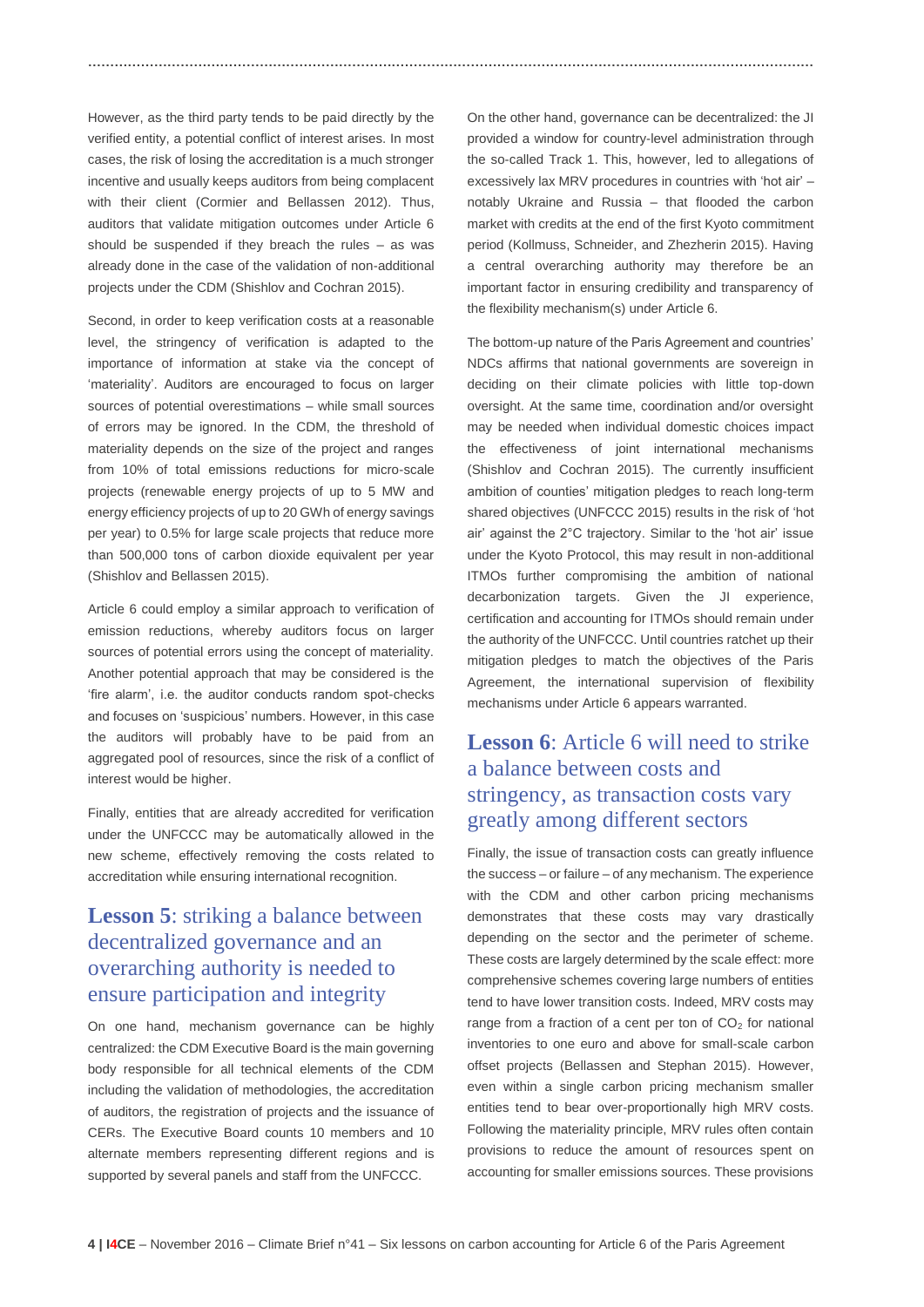However, as the third party tends to be paid directly by the verified entity, a potential conflict of interest arises. In most cases, the risk of losing the accreditation is a much stronger incentive and usually keeps auditors from being complacent with their client (Cormier and Bellassen 2012). Thus, auditors that validate mitigation outcomes under Article 6 should be suspended if they breach the rules – as was already done in the case of the validation of non-additional projects under the CDM (Shishlov and Cochran 2015).

Second, in order to keep verification costs at a reasonable level, the stringency of verification is adapted to the importance of information at stake via the concept of 'materiality'. Auditors are encouraged to focus on larger sources of potential overestimations – while small sources of errors may be ignored. In the CDM, the threshold of materiality depends on the size of the project and ranges from 10% of total emissions reductions for micro-scale projects (renewable energy projects of up to 5 MW and energy efficiency projects of up to 20 GWh of energy savings per year) to 0.5% for large scale projects that reduce more than 500,000 tons of carbon dioxide equivalent per year (Shishlov and Bellassen 2015).

Article 6 could employ a similar approach to verification of emission reductions, whereby auditors focus on larger sources of potential errors using the concept of materiality. Another potential approach that may be considered is the 'fire alarm', i.e. the auditor conducts random spot-checks and focuses on 'suspicious' numbers. However, in this case the auditors will probably have to be paid from an aggregated pool of resources, since the risk of a conflict of interest would be higher.

Finally, entities that are already accredited for verification under the UNFCCC may be automatically allowed in the new scheme, effectively removing the costs related to accreditation while ensuring international recognition.

## **Lesson 5**: striking a balance between decentralized governance and an overarching authority is needed to ensure participation and integrity

On one hand, mechanism governance can be highly centralized: the CDM Executive Board is the main governing body responsible for all technical elements of the CDM including the validation of methodologies, the accreditation of auditors, the registration of projects and the issuance of CERs. The Executive Board counts 10 members and 10 alternate members representing different regions and is supported by several panels and staff from the UNFCCC.

On the other hand, governance can be decentralized: the JI provided a window for country-level administration through the so-called Track 1. This, however, led to allegations of excessively lax MRV procedures in countries with 'hot air' – notably Ukraine and Russia – that flooded the carbon market with credits at the end of the first Kyoto commitment period (Kollmuss, Schneider, and Zhezherin 2015). Having a central overarching authority may therefore be an important factor in ensuring credibility and transparency of the flexibility mechanism(s) under Article 6.

The bottom-up nature of the Paris Agreement and countries' NDCs affirms that national governments are sovereign in deciding on their climate policies with little top-down oversight. At the same time, coordination and/or oversight may be needed when individual domestic choices impact the effectiveness of joint international mechanisms (Shishlov and Cochran 2015). The currently insufficient ambition of counties' mitigation pledges to reach long-term shared objectives (UNFCCC 2015) results in the risk of 'hot air' against the 2°C trajectory. Similar to the 'hot air' issue under the Kyoto Protocol, this may result in non-additional ITMOs further compromising the ambition of national decarbonization targets. Given the JI experience, certification and accounting for ITMOs should remain under the authority of the UNFCCC. Until countries ratchet up their mitigation pledges to match the objectives of the Paris Agreement, the international supervision of flexibility mechanisms under Article 6 appears warranted.

## **Lesson 6**: Article 6 will need to strike a balance between costs and stringency, as transaction costs vary greatly among different sectors

Finally, the issue of transaction costs can greatly influence the success – or failure – of any mechanism. The experience with the CDM and other carbon pricing mechanisms demonstrates that these costs may vary drastically depending on the sector and the perimeter of scheme. These costs are largely determined by the scale effect: more comprehensive schemes covering large numbers of entities tend to have lower transition costs. Indeed, MRV costs may range from a fraction of a cent per ton of $CO_2$ for national inventories to one euro and above for small-scale carbon offset projects (Bellassen and Stephan 2015). However, even within a single carbon pricing mechanism smaller entities tend to bear over-proportionally high MRV costs. Following the materiality principle, MRV rules often contain provisions to reduce the amount of resources spent on accounting for smaller emissions sources. These provisions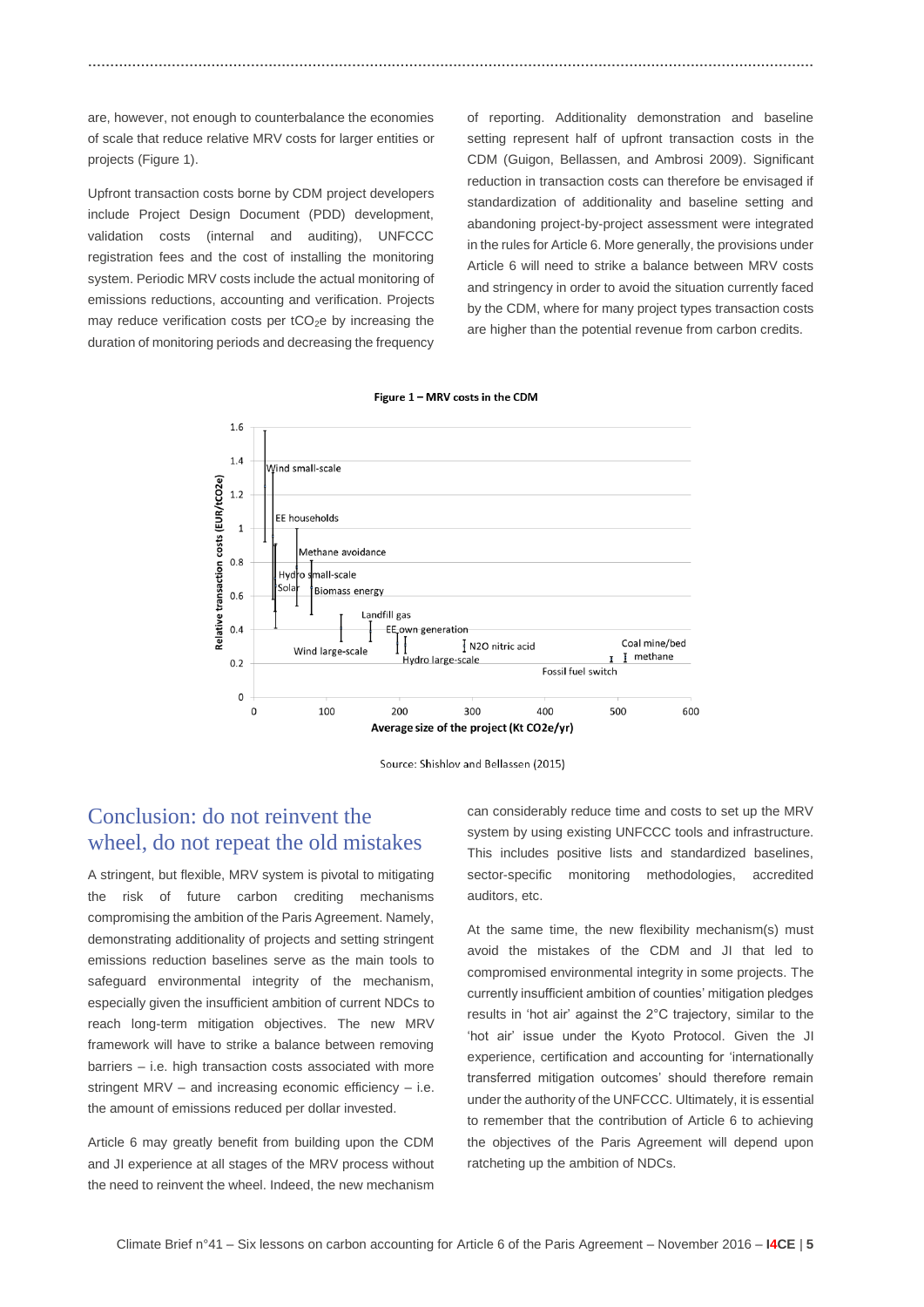are, however, not enough to counterbalance the economies of scale that reduce relative MRV costs for larger entities or projects (Figure 1).

Upfront transaction costs borne by CDM project developers include Project Design Document (PDD) development, validation costs (internal and auditing), UNFCCC registration fees and the cost of installing the monitoring system. Periodic MRV costs include the actual monitoring of emissions reductions, accounting and verification. Projects may reduce verification costs per $tCO_2e$ by increasing the duration of monitoring periods and decreasing the frequency of reporting. Additionality demonstration and baseline setting represent half of upfront transaction costs in the CDM (Guigon, Bellassen, and Ambrosi 2009). Significant reduction in transaction costs can therefore be envisaged if standardization of additionality and baseline setting and abandoning project-by-project assessment were integrated in the rules for Article 6. More generally, the provisions under Article 6 will need to strike a balance between MRV costs and stringency in order to avoid the situation currently faced by the CDM, where for many project types transaction costs are higher than the potential revenue from carbon credits.

**Figure 1 – MRV costs in the CDM**

Source: Shishlov and Bellassen (2015)

## Conclusion: do not reinvent the wheel, do not repeat the old mistakes

A stringent, but flexible, MRV system is pivotal to mitigating the risk of future carbon crediting mechanisms compromising the ambition of the Paris Agreement. Namely, demonstrating additionality of projects and setting stringent emissions reduction baselines serve as the main tools to safeguard environmental integrity of the mechanism, especially given the insufficient ambition of current NDCs to reach long-term mitigation objectives. The new MRV framework will have to strike a balance between removing barriers – i.e. high transaction costs associated with more stringent MRV – and increasing economic efficiency – i.e. the amount of emissions reduced per dollar invested.

Article 6 may greatly benefit from building upon the CDM and JI experience at all stages of the MRV process without the need to reinvent the wheel. Indeed, the new mechanism can considerably reduce time and costs to set up the MRV system by using existing UNFCCC tools and infrastructure. This includes positive lists and standardized baselines, sector-specific monitoring methodologies, accredited auditors, etc.

At the same time, the new flexibility mechanism(s) must avoid the mistakes of the CDM and JI that led to compromised environmental integrity in some projects. The currently insufficient ambition of counties' mitigation pledges results in 'hot air' against the 2°C trajectory, similar to the 'hot air' issue under the Kyoto Protocol. Given the JI experience, certification and accounting for 'internationally transferred mitigation outcomes' should therefore remain under the authority of the UNFCCC. Ultimately, it is essential to remember that the contribution of Article 6 to achieving the objectives of the Paris Agreement will depend upon ratcheting up the ambition of NDCs.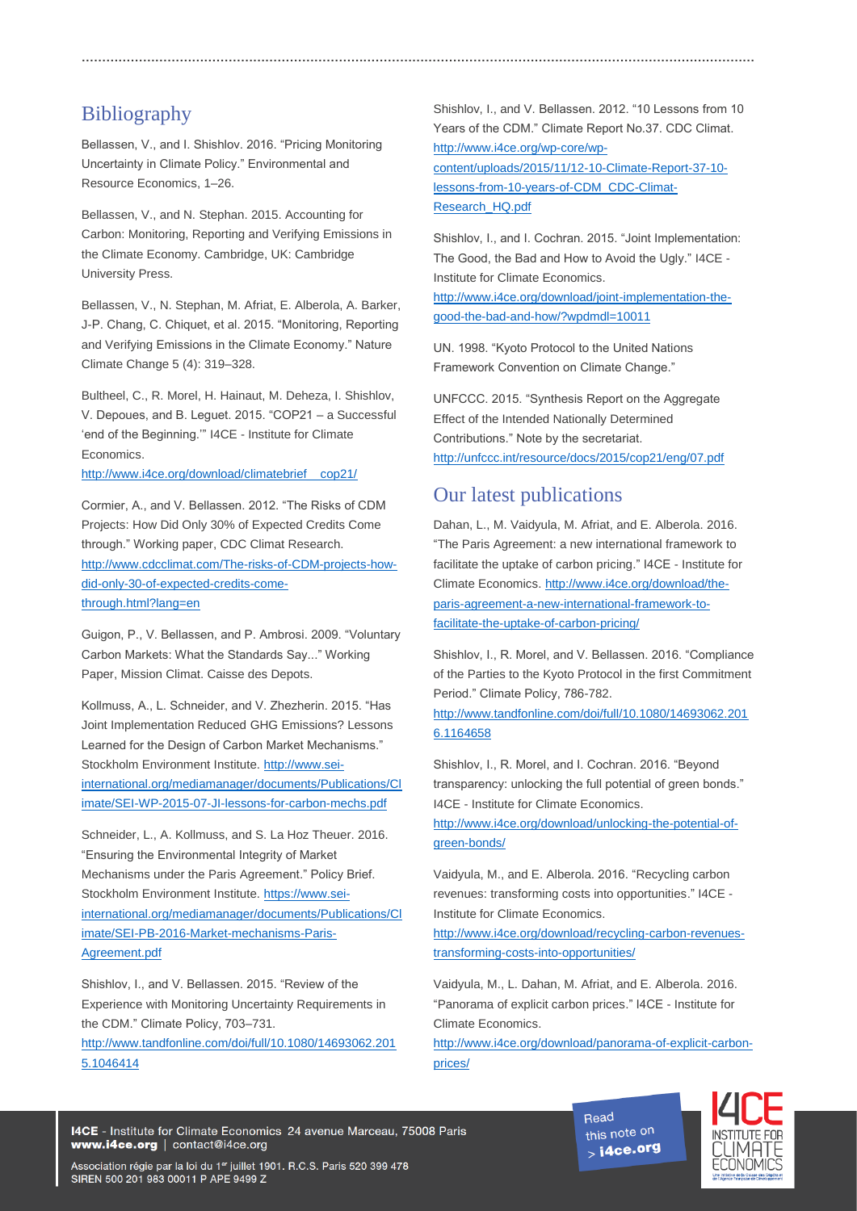## Bibliography

Bellassen, V., and I. Shishlov. 2016. "Pricing Monitoring Uncertainty in Climate Policy." Environmental and Resource Economics, 1–26.

Bellassen, V., and N. Stephan. 2015. Accounting for Carbon: Monitoring, Reporting and Verifying Emissions in the Climate Economy. Cambridge, UK: Cambridge University Press.

Bellassen, V., N. Stephan, M. Afriat, E. Alberola, A. Barker, J-P. Chang, C. Chiquet, et al. 2015. "Monitoring, Reporting and Verifying Emissions in the Climate Economy." Nature Climate Change 5 (4): 319–328.

Bultheel, C., R. Morel, H. Hainaut, M. Deheza, I. Shishlov, V. Depoues, and B. Leguet. 2015. "COP21 – a Successful 'end of the Beginning.'" I4CE - Institute for Climate Economics. http://www.i4ce.org/download/climatebrief_cop21/

Cormier, A., and V. Bellassen. 2012. "The Risks of CDM Projects: How Did Only 30% of Expected Credits Come through." Working paper, CDC Climat Research. http://www.cdcclimat.com/The-risks-of-CDM-projects-how-did-only-30-of-expected-credits-come-through.html?lang=en

Guigon, P., V. Bellassen, and P. Ambrosi. 2009. "Voluntary Carbon Markets: What the Standards Say..." Working Paper, Mission Climat. Caisse des Depots.

Kollmuss, A., L. Schneider, and V. Zhezherin. 2015. "Has Joint Implementation Reduced GHG Emissions? Lessons Learned for the Design of Carbon Market Mechanisms." Stockholm Environment Institute. http://www.sei-international.org/mediamanager/documents/Publications/Climate/SEI-WP-2015-07-JI-lessons-for-carbon-mechs.pdf

Schneider, L., A. Kollmuss, and S. La Hoz Theuer. 2016. "Ensuring the Environmental Integrity of Market Mechanisms under the Paris Agreement." Policy Brief. Stockholm Environment Institute. https://www.sei-international.org/mediamanager/documents/Publications/Climate/SEI-PB-2016-Market-mechanisms-Paris-Agreement.pdf

Shishlov, I., and V. Bellassen. 2015. "Review of the Experience with Monitoring Uncertainty Requirements in the CDM." Climate Policy, 703–731. http://www.tandfonline.com/doi/full/10.1080/14693062.2015.1046414

Shishlov, I., and V. Bellassen. 2012. "10 Lessons from 10 Years of the CDM." Climate Report No.37. CDC Climat. http://www.i4ce.org/wp-core/wp-content/uploads/2015/11/12-10-Climate-Report-37-10-lessons-from-10-years-of-CDM_CDC-Climat-Research_HQ.pdf

Shishlov, I., and I. Cochran. 2015. "Joint Implementation: The Good, the Bad and How to Avoid the Ugly." I4CE - Institute for Climate Economics. http://www.i4ce.org/download/joint-implementation-the-good-the-bad-and-how/?wpdmdl=10011

UN. 1998. "Kyoto Protocol to the United Nations Framework Convention on Climate Change."

UNFCCC. 2015. "Synthesis Report on the Aggregate Effect of the Intended Nationally Determined Contributions." Note by the secretariat. http://unfccc.int/resource/docs/2015/cop21/eng/07.pdf

## Our latest publications

Dahan, L., M. Vaidyula, M. Afriat, and E. Alberola. 2016. "The Paris Agreement: a new international framework to facilitate the uptake of carbon pricing." I4CE - Institute for Climate Economics. http://www.i4ce.org/download/the-paris-agreement-a-new-international-framework-to-facilitate-the-uptake-of-carbon-pricing/

Shishlov, I., R. Morel, and V. Bellassen. 2016. "Compliance of the Parties to the Kyoto Protocol in the first Commitment Period." Climate Policy, 786-782. http://www.tandfonline.com/doi/full/10.1080/14693062.2016.1164658

Shishlov, I., R. Morel, and I. Cochran. 2016. "Beyond transparency: unlocking the full potential of green bonds." I4CE - Institute for Climate Economics. http://www.i4ce.org/download/unlocking-the-potential-of-green-bonds/

Vaidyula, M., and E. Alberola. 2016. "Recycling carbon revenues: transforming costs into opportunities." I4CE - Institute for Climate Economics. http://www.i4ce.org/download/recycling-carbon-revenues-transforming-costs-into-opportunities/

Vaidyula, M., L. Dahan, M. Afriat, and E. Alberola. 2016. "Panorama of explicit carbon prices." I4CE - Institute for Climate Economics. http://www.i4ce.org/download/panorama-of-explicit-carbon-prices/

**I4CE** - Institute for Climate Economics 24 avenue Marceau, 75008 Paris
**www.i4ce.org** | contact@i4ce.org

Association régie par la loi du 1er juillet 1901. R.C.S. Paris 520 399 478
SIREN 500 201 983 00011 P APE 9499 Z

Read this note on > **i4ce.org**